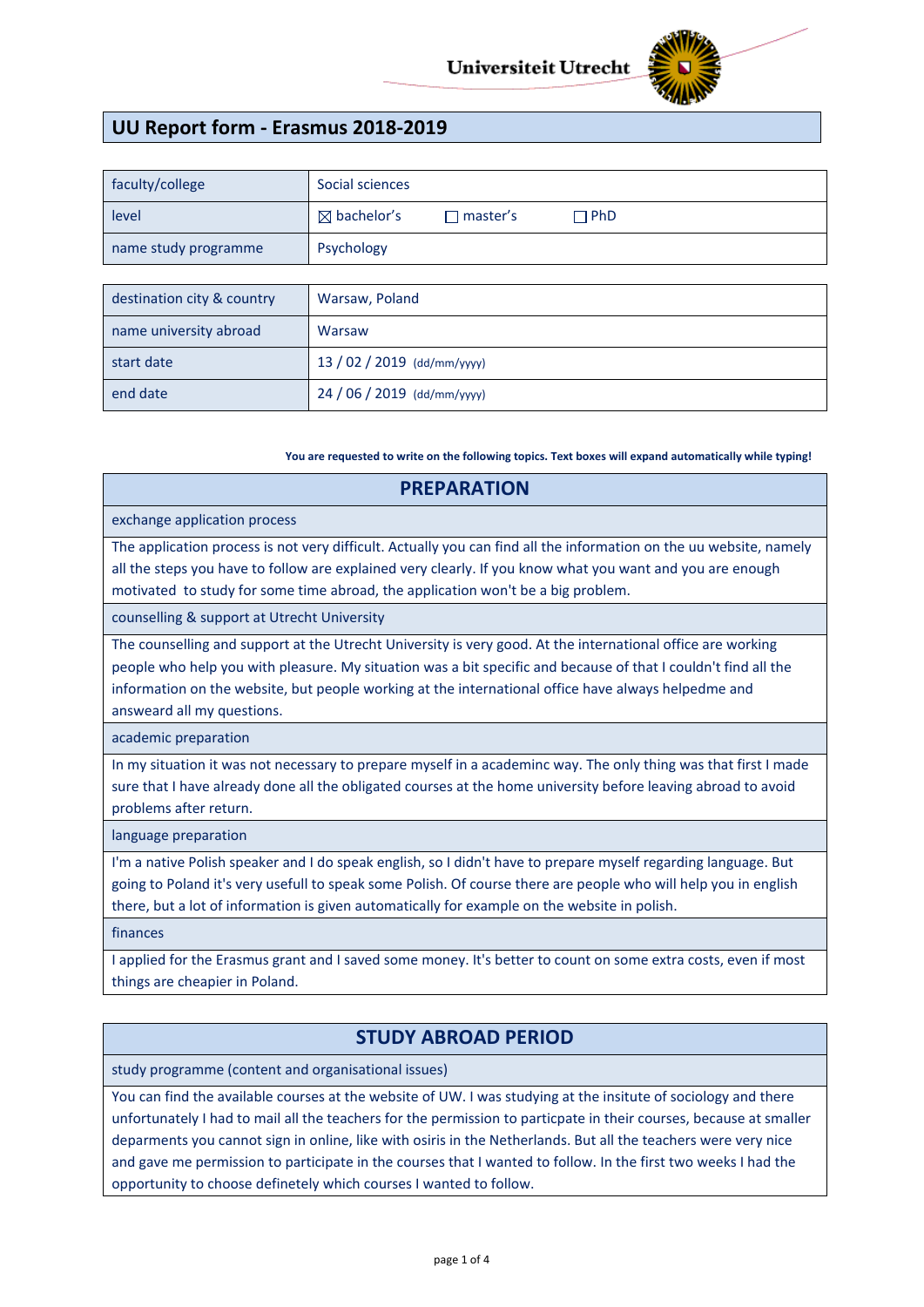Universiteit Utrecht

# UU Report form - Erasmus 2018-2019

| | |
|---|---|
| faculty/college | Social sciences |
| level | ☒ bachelor's ☐ master's ☐ PhD |
| name study programme | Psychology |

| | |
|---|---|
| destination city & country | Warsaw, Poland |
| name university abroad | Warsaw |
| start date | 13 / 02 / 2019 (dd/mm/yyyy) |
| end date | 24 / 06 / 2019 (dd/mm/yyyy) |

**You are requested to write on the following topics. Text boxes will expand automatically while typing!**

## PREPARATION

### exchange application process

The application process is not very difficult. Actually you can find all the information on the uu website, namely all the steps you have to follow are explained very clearly. If you know what you want and you are enough motivated to study for some time abroad, the application won't be a big problem.

### counselling & support at Utrecht University

The counselling and support at the Utrecht University is very good. At the international office are working people who help you with pleasure. My situation was a bit specific and because of that I couldn't find all the information on the website, but people working at the international office have always helpedme and answeard all my questions.

### academic preparation

In my situation it was not necessary to prepare myself in a academinc way. The only thing was that first I made sure that I have already done all the obligated courses at the home university before leaving abroad to avoid problems after return.

### language preparation

I'm a native Polish speaker and I do speak english, so I didn't have to prepare myself regarding language. But going to Poland it's very usefull to speak some Polish. Of course there are people who will help you in english there, but a lot of information is given automatically for example on the website in polish.

### finances

I applied for the Erasmus grant and I saved some money. It's better to count on some extra costs, even if most things are cheapier in Poland.

## STUDY ABROAD PERIOD

### study programme (content and organisational issues)

You can find the available courses at the website of UW. I was studying at the insitute of sociology and there unfortunately I had to mail all the teachers for the permission to particpate in their courses, because at smaller deparments you cannot sign in online, like with osiris in the Netherlands. But all the teachers were very nice and gave me permission to participate in the courses that I wanted to follow. In the first two weeks I had the opportunity to choose definetely which courses I wanted to follow.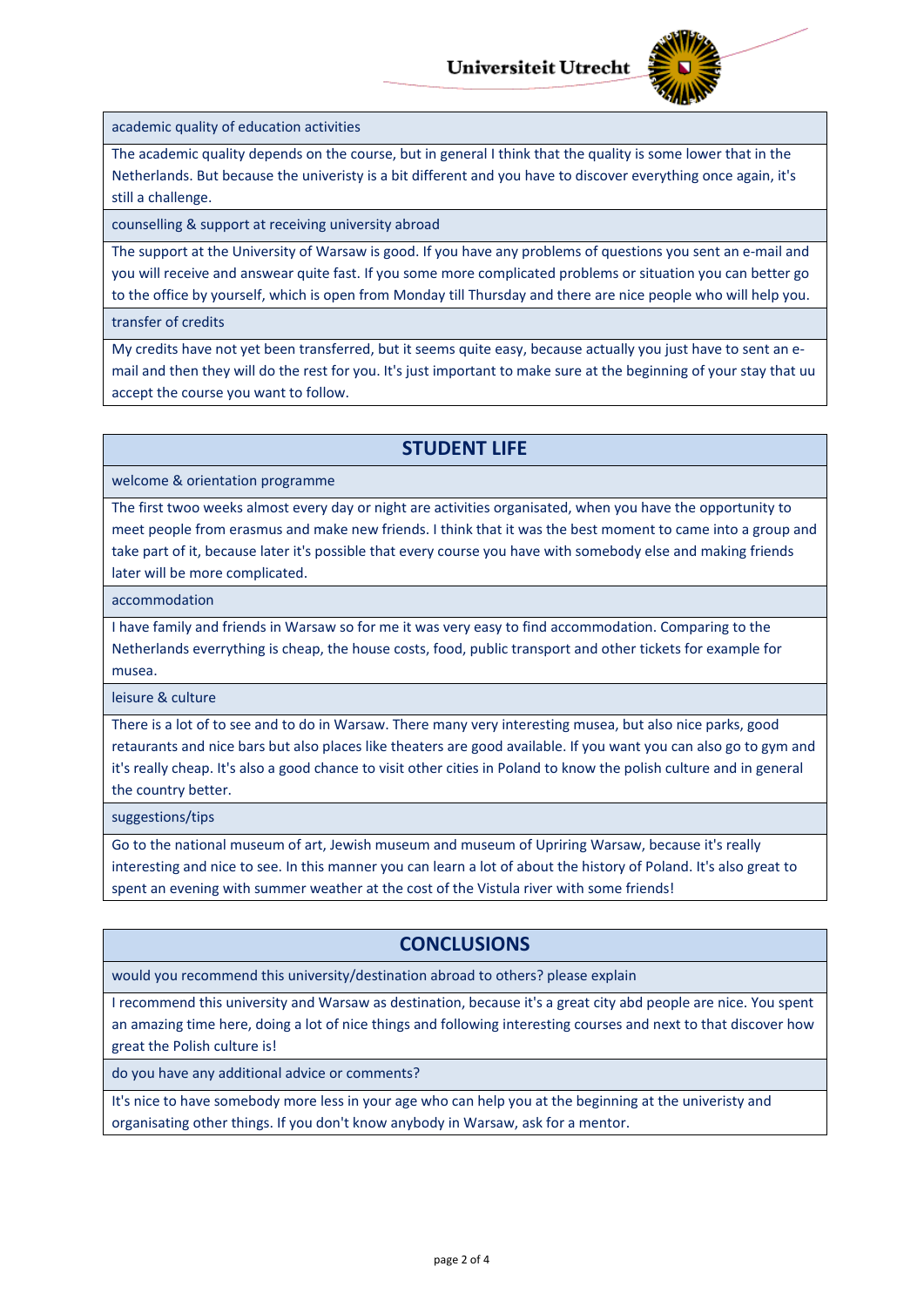**academic quality of education activities**

The academic quality depends on the course, but in general I think that the quality is some lower that in the Netherlands. But because the univeristy is a bit different and you have to discover everything once again, it's still a challenge.

**counselling & support at receiving university abroad**

The support at the University of Warsaw is good. If you have any problems of questions you sent an e-mail and you will receive and answear quite fast. If you some more complicated problems or situation you can better go to the office by yourself, which is open from Monday till Thursday and there are nice people who will help you.

**transfer of credits**

My credits have not yet been transferred, but it seems quite easy, because actually you just have to sent an e-mail and then they will do the rest for you. It's just important to make sure at the beginning of your stay that uu accept the course you want to follow.

## STUDENT LIFE

**welcome & orientation programme**

The first twoo weeks almost every day or night are activities organisated, when you have the opportunity to meet people from erasmus and make new friends. I think that it was the best moment to came into a group and take part of it, because later it's possible that every course you have with somebody else and making friends later will be more complicated.

**accommodation**

I have family and friends in Warsaw so for me it was very easy to find accommodation. Comparing to the Netherlands everrything is cheap, the house costs, food, public transport and other tickets for example for musea.

**leisure & culture**

There is a lot of to see and to do in Warsaw. There many very interesting musea, but also nice parks, good retaurants and nice bars but also places like theaters are good available. If you want you can also go to gym and it's really cheap. It's also a good chance to visit other cities in Poland to know the polish culture and in general the country better.

**suggestions/tips**

Go to the national museum of art, Jewish museum and museum of Upriring Warsaw, because it's really interesting and nice to see. In this manner you can learn a lot of about the history of Poland. It's also great to spent an evening with summer weather at the cost of the Vistula river with some friends!

## CONCLUSIONS

**would you recommend this university/destination abroad to others? please explain**

I recommend this university and Warsaw as destination, because it's a great city abd people are nice. You spent an amazing time here, doing a lot of nice things and following interesting courses and next to that discover how great the Polish culture is!

**do you have any additional advice or comments?**

It's nice to have somebody more less in your age who can help you at the beginning at the univeristy and organisating other things. If you don't know anybody in Warsaw, ask for a mentor.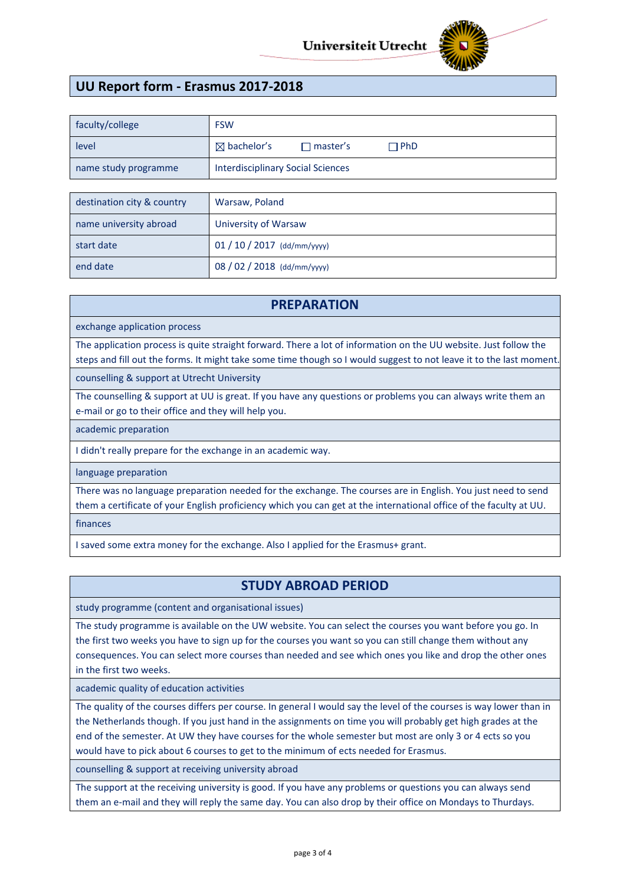Universiteit Utrecht

# UU Report form - Erasmus 2017-2018

| | |
|---|---|
| faculty/college | FSW |
| level | ☒ bachelor's ☐ master's ☐ PhD |
| name study programme | Interdisciplinary Social Sciences |

| | |
|---|---|
| destination city & country | Warsaw, Poland |
| name university abroad | University of Warsaw |
| start date | 01 / 10 / 2017 (dd/mm/yyyy) |
| end date | 08 / 02 / 2018 (dd/mm/yyyy) |

## PREPARATION

**exchange application process**

The application process is quite straight forward. There a lot of information on the UU website. Just follow the steps and fill out the forms. It might take some time though so I would suggest to not leave it to the last moment.

**counselling & support at Utrecht University**

The counselling & support at UU is great. If you have any questions or problems you can always write them an e-mail or go to their office and they will help you.

**academic preparation**

I didn't really prepare for the exchange in an academic way.

**language preparation**

There was no language preparation needed for the exchange. The courses are in English. You just need to send them a certificate of your English proficiency which you can get at the international office of the faculty at UU.

**finances**

I saved some extra money for the exchange. Also I applied for the Erasmus+ grant.

## STUDY ABROAD PERIOD

**study programme (content and organisational issues)**

The study programme is available on the UW website. You can select the courses you want before you go. In the first two weeks you have to sign up for the courses you want so you can still change them without any consequences. You can select more courses than needed and see which ones you like and drop the other ones in the first two weeks.

**academic quality of education activities**

The quality of the courses differs per course. In general I would say the level of the courses is way lower than in the Netherlands though. If you just hand in the assignments on time you will probably get high grades at the end of the semester. At UW they have courses for the whole semester but most are only 3 or 4 ects so you would have to pick about 6 courses to get to the minimum of ects needed for Erasmus.

**counselling & support at receiving university abroad**

The support at the receiving university is good. If you have any problems or questions you can always send them an e-mail and they will reply the same day. You can also drop by their office on Mondays to Thurdays.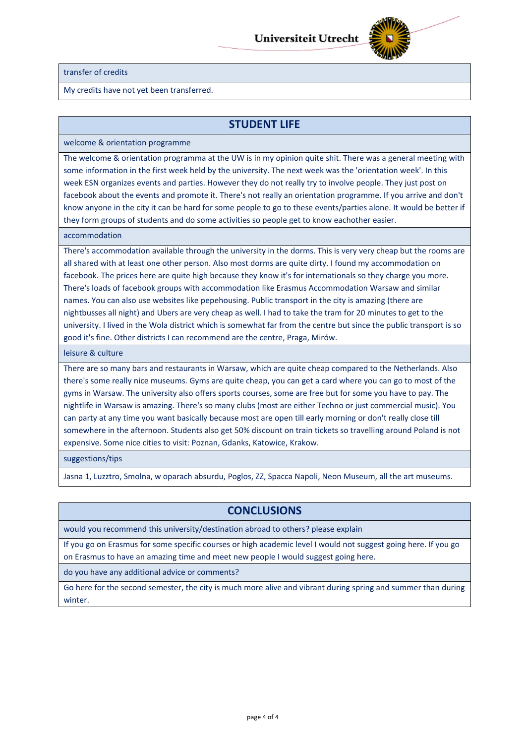transfer of credits

My credits have not yet been transferred.

## STUDENT LIFE

welcome & orientation programme

The welcome & orientation programma at the UW is in my opinion quite shit. There was a general meeting with some information in the first week held by the university. The next week was the 'orientation week'. In this week ESN organizes events and parties. However they do not really try to involve people. They just post on facebook about the events and promote it. There's not really an orientation programme. If you arrive and don't know anyone in the city it can be hard for some people to go to these events/parties alone. It would be better if they form groups of students and do some activities so people get to know eachother easier.

accommodation

There's accommodation available through the university in the dorms. This is very very cheap but the rooms are all shared with at least one other person. Also most dorms are quite dirty. I found my accommodation on facebook. The prices here are quite high because they know it's for internationals so they charge you more. There's loads of facebook groups with accommodation like Erasmus Accommodation Warsaw and similar names. You can also use websites like pepehousing. Public transport in the city is amazing (there are nightbusses all night) and Ubers are very cheap as well. I had to take the tram for 20 minutes to get to the university. I lived in the Wola district which is somewhat far from the centre but since the public transport is so good it's fine. Other districts I can recommend are the centre, Praga, Mirów.

leisure & culture

There are so many bars and restaurants in Warsaw, which are quite cheap compared to the Netherlands. Also there's some really nice museums. Gyms are quite cheap, you can get a card where you can go to most of the gyms in Warsaw. The university also offers sports courses, some are free but for some you have to pay. The nightlife in Warsaw is amazing. There's so many clubs (most are either Techno or just commercial music). You can party at any time you want basically because most are open till early morning or don't really close till somewhere in the afternoon. Students also get 50% discount on train tickets so travelling around Poland is not expensive. Some nice cities to visit: Poznan, Gdanks, Katowice, Krakow.

suggestions/tips

Jasna 1, Luzztro, Smolna, w oparach absurdu, Poglos, ZZ, Spacca Napoli, Neon Museum, all the art museums.

## CONCLUSIONS

would you recommend this university/destination abroad to others? please explain

If you go on Erasmus for some specific courses or high academic level I would not suggest going here. If you go on Erasmus to have an amazing time and meet new people I would suggest going here.

do you have any additional advice or comments?

Go here for the second semester, the city is much more alive and vibrant during spring and summer than during winter.